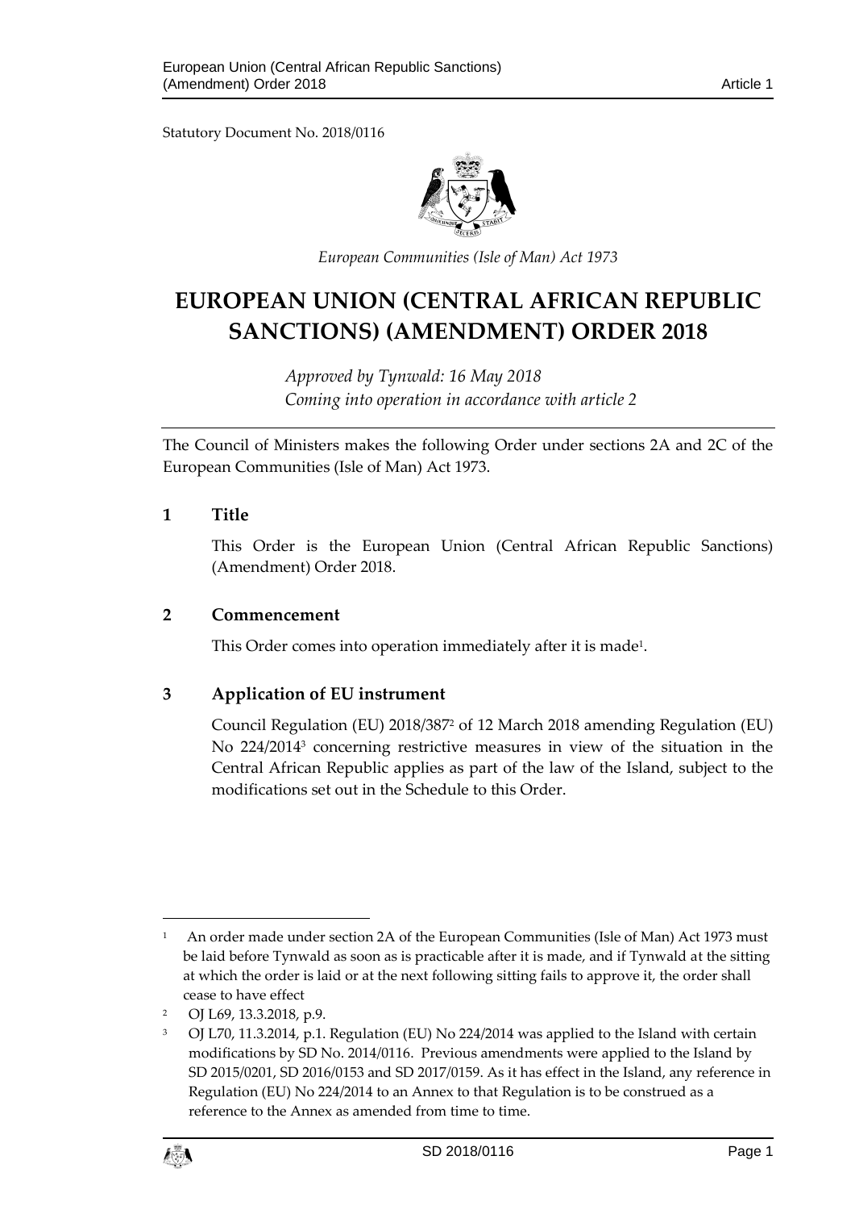Statutory Document No. 2018/0116

*European Communities (Isle of Man) Act 1973*

# EUROPEAN UNION (CENTRAL AFRICAN REPUBLIC SANCTIONS) (AMENDMENT) ORDER 2018

*Approved by Tynwald: 16 May 2018*
*Coming into operation in accordance with article 2*

The Council of Ministers makes the following Order under sections 2A and 2C of the European Communities (Isle of Man) Act 1973.

## 1 Title

This Order is the European Union (Central African Republic Sanctions) (Amendment) Order 2018.

## 2 Commencement

This Order comes into operation immediately after it is made[1].

## 3 Application of EU instrument

Council Regulation (EU) 2018/387[2] of 12 March 2018 amending Regulation (EU) No 224/2014[3] concerning restrictive measures in view of the situation in the Central African Republic applies as part of the law of the Island, subject to the modifications set out in the Schedule to this Order.

---

[1] An order made under section 2A of the European Communities (Isle of Man) Act 1973 must be laid before Tynwald as soon as is practicable after it is made, and if Tynwald at the sitting at which the order is laid or at the next following sitting fails to approve it, the order shall cease to have effect

[2] OJ L69, 13.3.2018, p.9.

[3] OJ L70, 11.3.2014, p.1. Regulation (EU) No 224/2014 was applied to the Island with certain modifications by SD No. 2014/0116. Previous amendments were applied to the Island by SD 2015/0201, SD 2016/0153 and SD 2017/0159. As it has effect in the Island, any reference in Regulation (EU) No 224/2014 to an Annex to that Regulation is to be construed as a reference to the Annex as amended from time to time.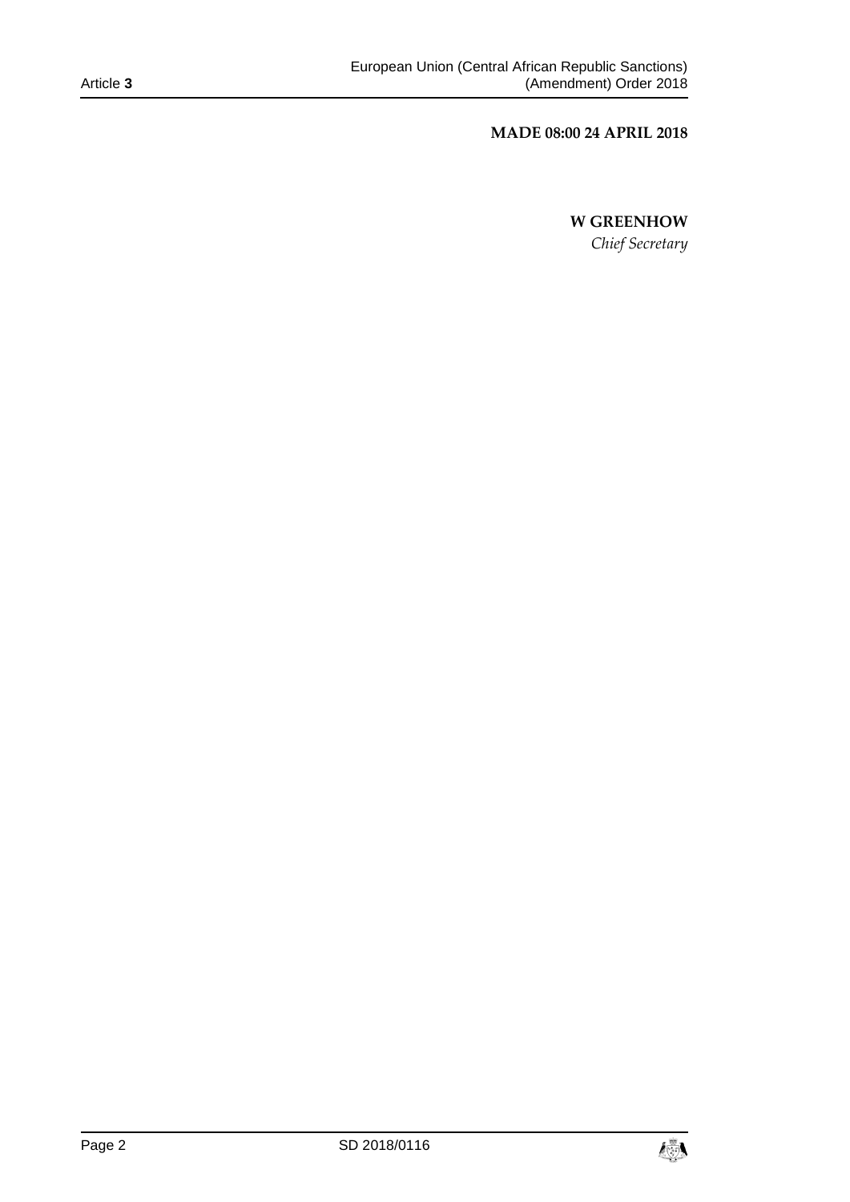**MADE 08:00 24 APRIL 2018**

**W GREENHOW**

*Chief Secretary*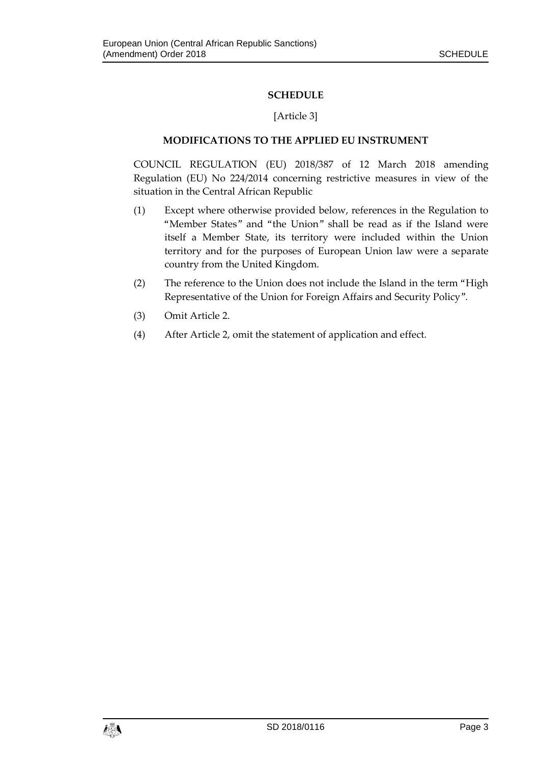## SCHEDULE

[Article 3]

### MODIFICATIONS TO THE APPLIED EU INSTRUMENT

COUNCIL REGULATION (EU) 2018/387 of 12 March 2018 amending Regulation (EU) No 224/2014 concerning restrictive measures in view of the situation in the Central African Republic

(1) Except where otherwise provided below, references in the Regulation to "Member States" and "the Union" shall be read as if the Island were itself a Member State, its territory were included within the Union territory and for the purposes of European Union law were a separate country from the United Kingdom.

(2) The reference to the Union does not include the Island in the term "High Representative of the Union for Foreign Affairs and Security Policy".

(3) Omit Article 2.

(4) After Article 2, omit the statement of application and effect.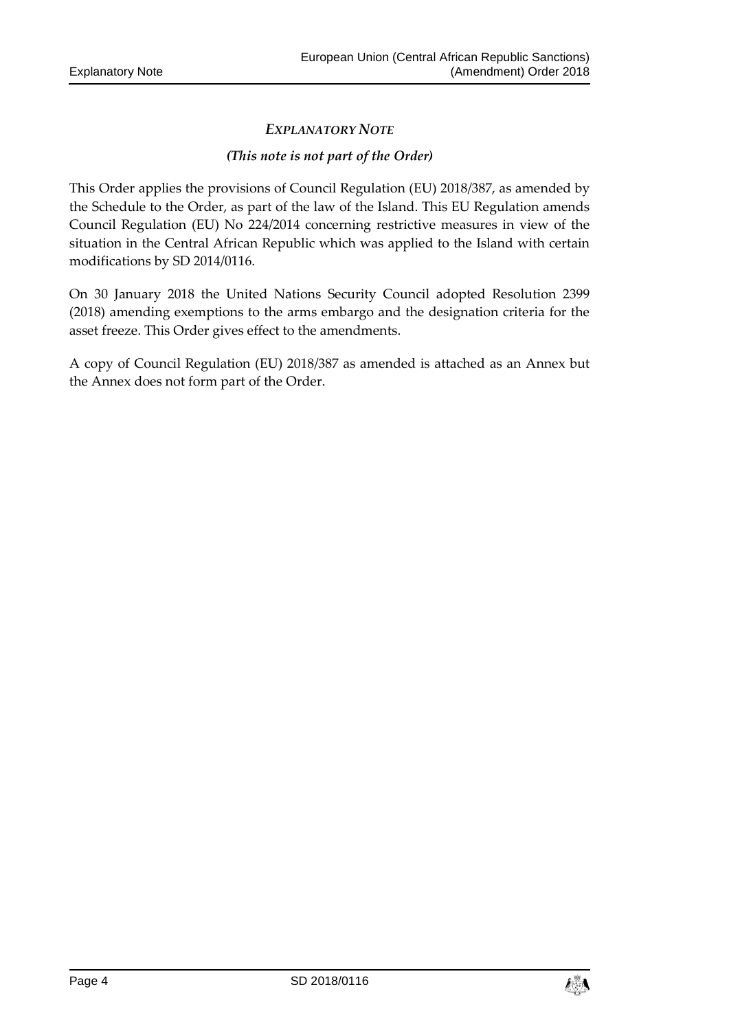## *EXPLANATORY NOTE*

*(This note is not part of the Order)*

This Order applies the provisions of Council Regulation (EU) 2018/387, as amended by the Schedule to the Order, as part of the law of the Island. This EU Regulation amends Council Regulation (EU) No 224/2014 concerning restrictive measures in view of the situation in the Central African Republic which was applied to the Island with certain modifications by SD 2014/0116.

On 30 January 2018 the United Nations Security Council adopted Resolution 2399 (2018) amending exemptions to the arms embargo and the designation criteria for the asset freeze. This Order gives effect to the amendments.

A copy of Council Regulation (EU) 2018/387 as amended is attached as an Annex but the Annex does not form part of the Order.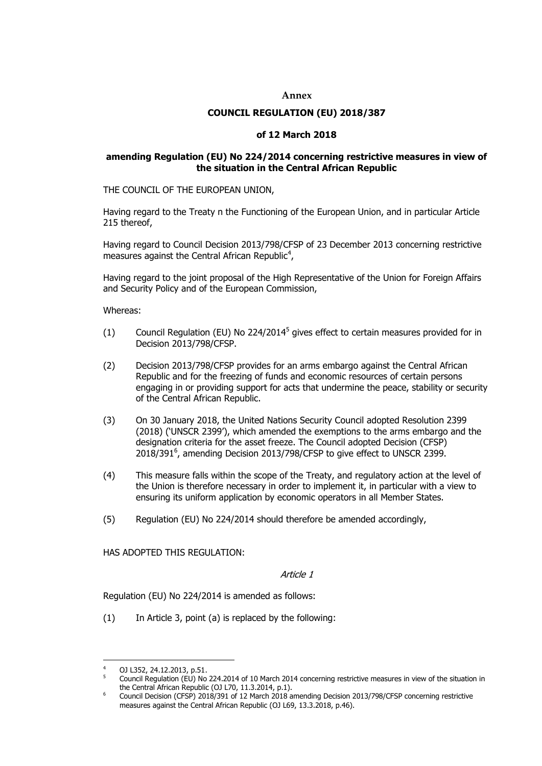**Annex**

**COUNCIL REGULATION (EU) 2018/387**

**of 12 March 2018**

**amending Regulation (EU) No 224/2014 concerning restrictive measures in view of the situation in the Central African Republic**

THE COUNCIL OF THE EUROPEAN UNION,

Having regard to the Treaty n the Functioning of the European Union, and in particular Article 215 thereof,

Having regard to Council Decision 2013/798/CFSP of 23 December 2013 concerning restrictive measures against the Central African Republic[4],

Having regard to the joint proposal of the High Representative of the Union for Foreign Affairs and Security Policy and of the European Commission,

Whereas:

(1) Council Regulation (EU) No 224/2014[5] gives effect to certain measures provided for in Decision 2013/798/CFSP.

(2) Decision 2013/798/CFSP provides for an arms embargo against the Central African Republic and for the freezing of funds and economic resources of certain persons engaging in or providing support for acts that undermine the peace, stability or security of the Central African Republic.

(3) On 30 January 2018, the United Nations Security Council adopted Resolution 2399 (2018) ('UNSCR 2399'), which amended the exemptions to the arms embargo and the designation criteria for the asset freeze. The Council adopted Decision (CFSP) 2018/391[6], amending Decision 2013/798/CFSP to give effect to UNSCR 2399.

(4) This measure falls within the scope of the Treaty, and regulatory action at the level of the Union is therefore necessary in order to implement it, in particular with a view to ensuring its uniform application by economic operators in all Member States.

(5) Regulation (EU) No 224/2014 should therefore be amended accordingly,

HAS ADOPTED THIS REGULATION:

*Article 1*

Regulation (EU) No 224/2014 is amended as follows:

(1) In Article 3, point (a) is replaced by the following:

---

[4] OJ L352, 24.12.2013, p.51.

[5] Council Regulation (EU) No 224.2014 of 10 March 2014 concerning restrictive measures in view of the situation in the Central African Republic (OJ L70, 11.3.2014, p.1).

[6] Council Decision (CFSP) 2018/391 of 12 March 2018 amending Decision 2013/798/CFSP concerning restrictive measures against the Central African Republic (OJ L69, 13.3.2018, p.46).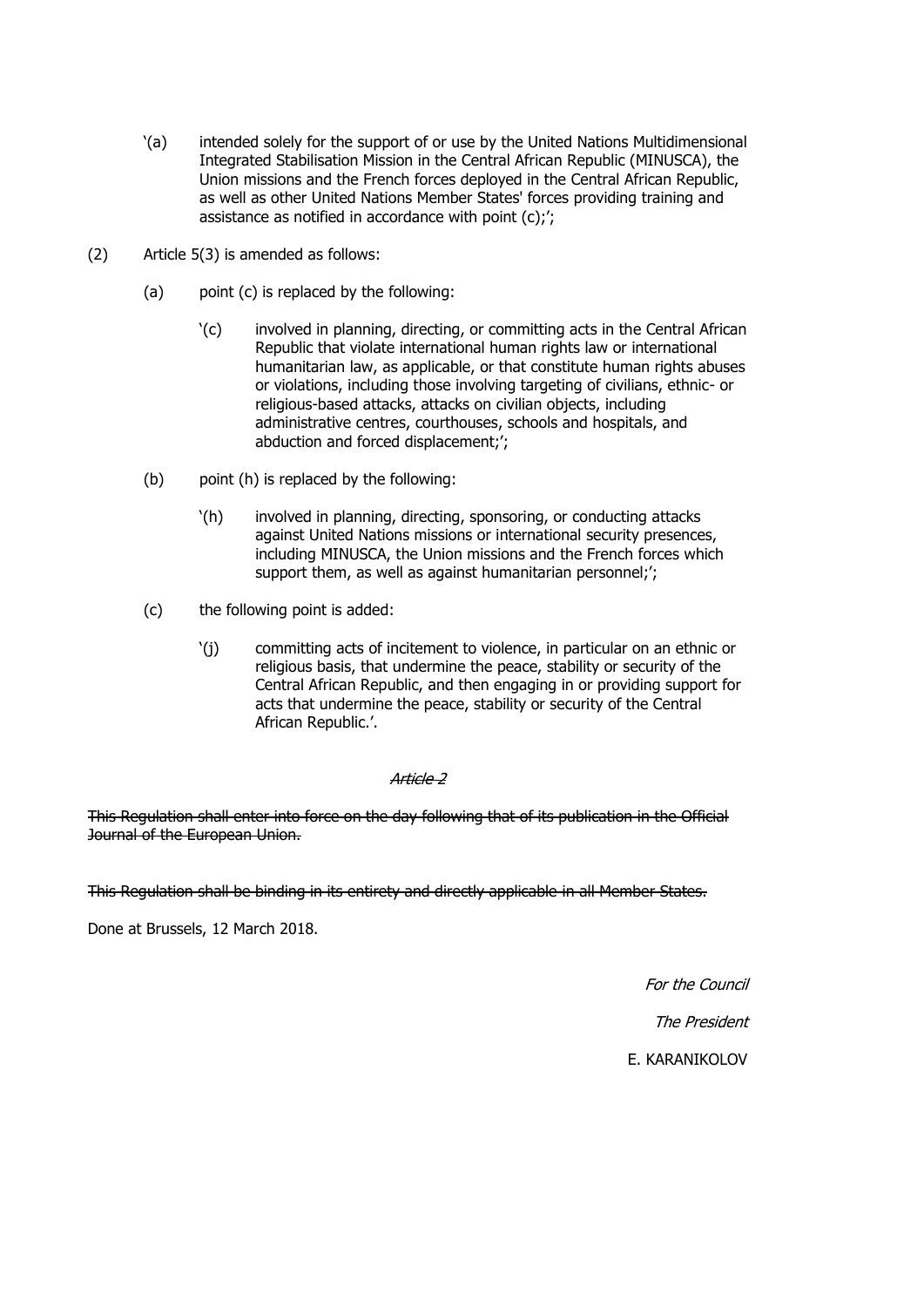‘(a) intended solely for the support of or use by the United Nations Multidimensional Integrated Stabilisation Mission in the Central African Republic (MINUSCA), the Union missions and the French forces deployed in the Central African Republic, as well as other United Nations Member States' forces providing training and assistance as notified in accordance with point (c);’;

(2) Article 5(3) is amended as follows:

(a) point (c) is replaced by the following:

‘(c) involved in planning, directing, or committing acts in the Central African Republic that violate international human rights law or international humanitarian law, as applicable, or that constitute human rights abuses or violations, including those involving targeting of civilians, ethnic- or religious-based attacks, attacks on civilian objects, including administrative centres, courthouses, schools and hospitals, and abduction and forced displacement;’;

(b) point (h) is replaced by the following:

‘(h) involved in planning, directing, sponsoring, or conducting attacks against United Nations missions or international security presences, including MINUSCA, the Union missions and the French forces which support them, as well as against humanitarian personnel;’;

(c) the following point is added:

‘(j) committing acts of incitement to violence, in particular on an ethnic or religious basis, that undermine the peace, stability or security of the Central African Republic, and then engaging in or providing support for acts that undermine the peace, stability or security of the Central African Republic.’.

*~~Article 2~~*

~~This Regulation shall enter into force on the day following that of its publication in the Official Journal of the European Union.~~

~~This Regulation shall be binding in its entirety and directly applicable in all Member States.~~

Done at Brussels, 12 March 2018.

*For the Council*

*The President*

E. KARANIKOLOV